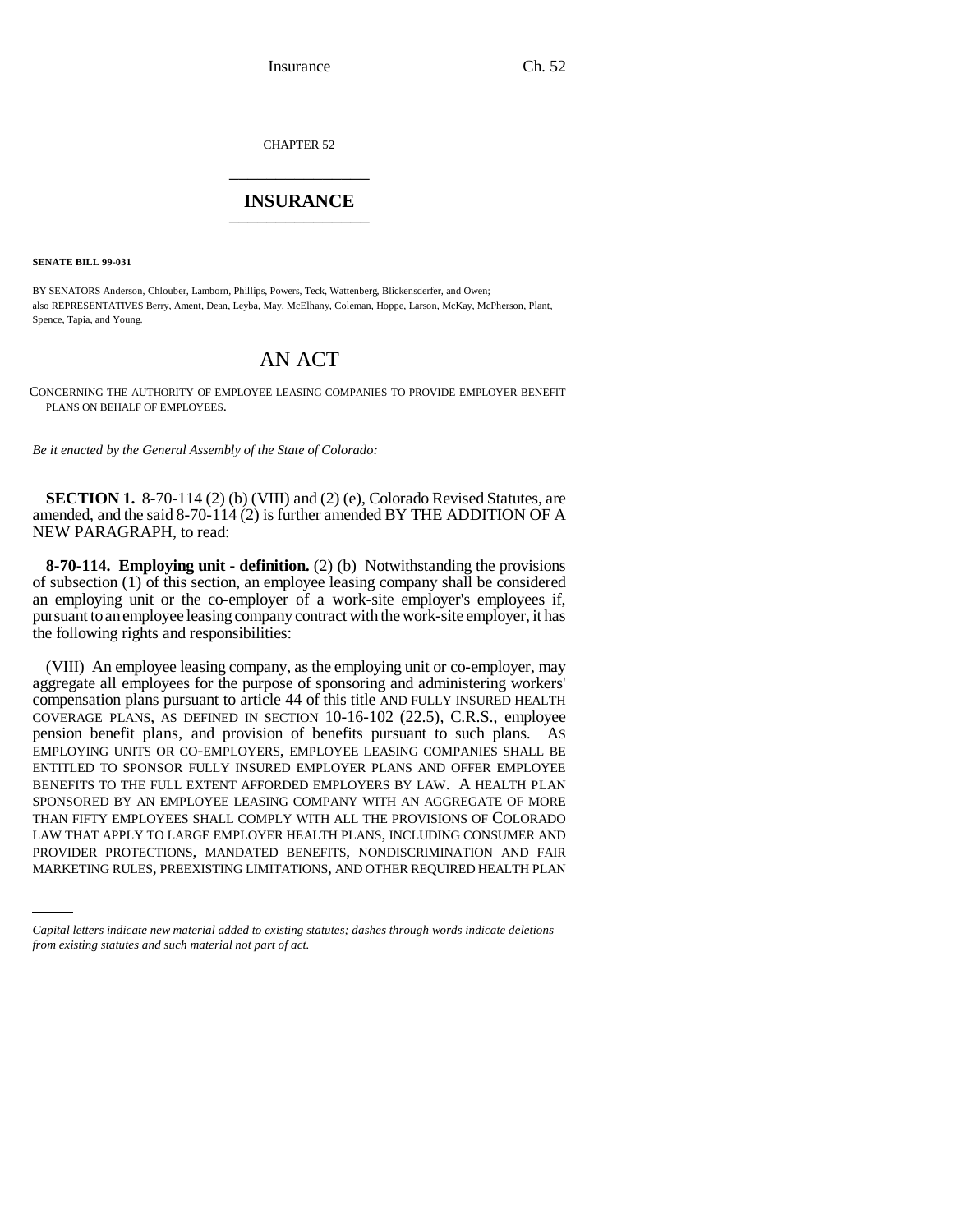CHAPTER 52

# INSURANCE

**SENATE BILL 99-031**

BY SENATORS Anderson, Chlouber, Lamborn, Phillips, Powers, Teck, Wattenberg, Blickensderfer, and Owen;
also REPRESENTATIVES Berry, Ament, Dean, Leyba, May, McElhany, Coleman, Hoppe, Larson, McKay, McPherson, Plant, Spence, Tapia, and Young.

# AN ACT

CONCERNING THE AUTHORITY OF EMPLOYEE LEASING COMPANIES TO PROVIDE EMPLOYER BENEFIT PLANS ON BEHALF OF EMPLOYEES.

*Be it enacted by the General Assembly of the State of Colorado:*

**SECTION 1.** 8-70-114 (2) (b) (VIII) and (2) (e), Colorado Revised Statutes, are amended, and the said 8-70-114 (2) is further amended BY THE ADDITION OF A NEW PARAGRAPH, to read:

**8-70-114. Employing unit - definition.** (2) (b) Notwithstanding the provisions of subsection (1) of this section, an employee leasing company shall be considered an employing unit or the co-employer of a work-site employer's employees if, pursuant to an employee leasing company contract with the work-site employer, it has the following rights and responsibilities:

(VIII) An employee leasing company, as the employing unit or co-employer, may aggregate all employees for the purpose of sponsoring and administering workers' compensation plans pursuant to article 44 of this title AND FULLY INSURED HEALTH COVERAGE PLANS, AS DEFINED IN SECTION 10-16-102 (22.5), C.R.S., employee pension benefit plans, and provision of benefits pursuant to such plans. AS EMPLOYING UNITS OR CO-EMPLOYERS, EMPLOYEE LEASING COMPANIES SHALL BE ENTITLED TO SPONSOR FULLY INSURED EMPLOYER PLANS AND OFFER EMPLOYEE BENEFITS TO THE FULL EXTENT AFFORDED EMPLOYERS BY LAW. A HEALTH PLAN SPONSORED BY AN EMPLOYEE LEASING COMPANY WITH AN AGGREGATE OF MORE THAN FIFTY EMPLOYEES SHALL COMPLY WITH ALL THE PROVISIONS OF COLORADO LAW THAT APPLY TO LARGE EMPLOYER HEALTH PLANS, INCLUDING CONSUMER AND PROVIDER PROTECTIONS, MANDATED BENEFITS, NONDISCRIMINATION AND FAIR MARKETING RULES, PREEXISTING LIMITATIONS, AND OTHER REQUIRED HEALTH PLAN

*Capital letters indicate new material added to existing statutes; dashes through words indicate deletions from existing statutes and such material not part of act.*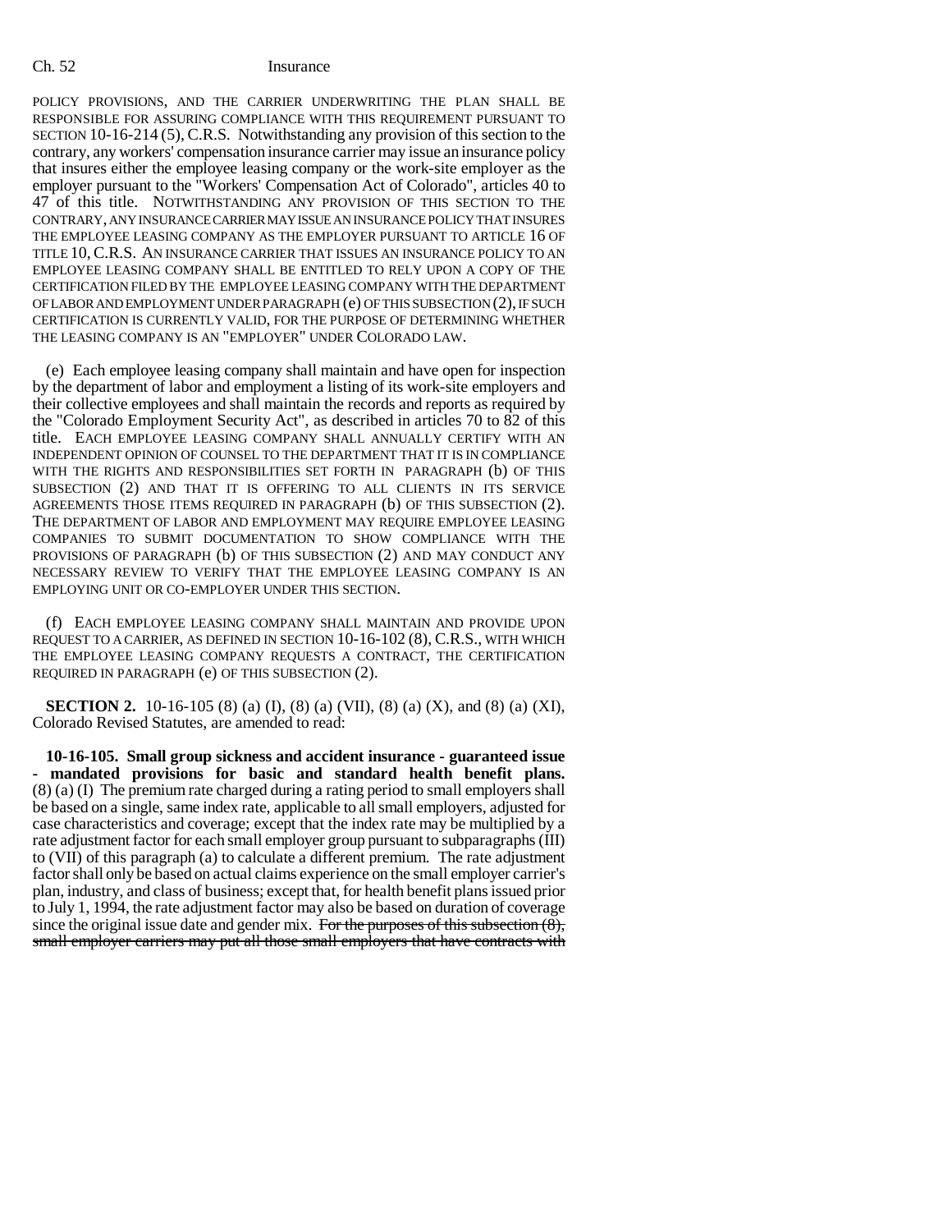POLICY PROVISIONS, AND THE CARRIER UNDERWRITING THE PLAN SHALL BE RESPONSIBLE FOR ASSURING COMPLIANCE WITH THIS REQUIREMENT PURSUANT TO SECTION 10-16-214 (5), C.R.S. Notwithstanding any provision of this section to the contrary, any workers' compensation insurance carrier may issue an insurance policy that insures either the employee leasing company or the work-site employer as the employer pursuant to the "Workers' Compensation Act of Colorado", articles 40 to 47 of this title. NOTWITHSTANDING ANY PROVISION OF THIS SECTION TO THE CONTRARY, ANY INSURANCE CARRIER MAY ISSUE AN INSURANCE POLICY THAT INSURES THE EMPLOYEE LEASING COMPANY AS THE EMPLOYER PURSUANT TO ARTICLE 16 OF TITLE 10, C.R.S. AN INSURANCE CARRIER THAT ISSUES AN INSURANCE POLICY TO AN EMPLOYEE LEASING COMPANY SHALL BE ENTITLED TO RELY UPON A COPY OF THE CERTIFICATION FILED BY THE EMPLOYEE LEASING COMPANY WITH THE DEPARTMENT OF LABOR AND EMPLOYMENT UNDER PARAGRAPH (e) OF THIS SUBSECTION (2), IF SUCH CERTIFICATION IS CURRENTLY VALID, FOR THE PURPOSE OF DETERMINING WHETHER THE LEASING COMPANY IS AN "EMPLOYER" UNDER COLORADO LAW.

(e) Each employee leasing company shall maintain and have open for inspection by the department of labor and employment a listing of its work-site employers and their collective employees and shall maintain the records and reports as required by the "Colorado Employment Security Act", as described in articles 70 to 82 of this title. EACH EMPLOYEE LEASING COMPANY SHALL ANNUALLY CERTIFY WITH AN INDEPENDENT OPINION OF COUNSEL TO THE DEPARTMENT THAT IT IS IN COMPLIANCE WITH THE RIGHTS AND RESPONSIBILITIES SET FORTH IN PARAGRAPH (b) OF THIS SUBSECTION (2) AND THAT IT IS OFFERING TO ALL CLIENTS IN ITS SERVICE AGREEMENTS THOSE ITEMS REQUIRED IN PARAGRAPH (b) OF THIS SUBSECTION (2). THE DEPARTMENT OF LABOR AND EMPLOYMENT MAY REQUIRE EMPLOYEE LEASING COMPANIES TO SUBMIT DOCUMENTATION TO SHOW COMPLIANCE WITH THE PROVISIONS OF PARAGRAPH (b) OF THIS SUBSECTION (2) AND MAY CONDUCT ANY NECESSARY REVIEW TO VERIFY THAT THE EMPLOYEE LEASING COMPANY IS AN EMPLOYING UNIT OR CO-EMPLOYER UNDER THIS SECTION.

(f) EACH EMPLOYEE LEASING COMPANY SHALL MAINTAIN AND PROVIDE UPON REQUEST TO A CARRIER, AS DEFINED IN SECTION 10-16-102 (8), C.R.S., WITH WHICH THE EMPLOYEE LEASING COMPANY REQUESTS A CONTRACT, THE CERTIFICATION REQUIRED IN PARAGRAPH (e) OF THIS SUBSECTION (2).

**SECTION 2.** 10-16-105 (8) (a) (I), (8) (a) (VII), (8) (a) (X), and (8) (a) (XI), Colorado Revised Statutes, are amended to read:

**10-16-105. Small group sickness and accident insurance - guaranteed issue - mandated provisions for basic and standard health benefit plans.** (8) (a) (I) The premium rate charged during a rating period to small employers shall be based on a single, same index rate, applicable to all small employers, adjusted for case characteristics and coverage; except that the index rate may be multiplied by a rate adjustment factor for each small employer group pursuant to subparagraphs (III) to (VII) of this paragraph (a) to calculate a different premium. The rate adjustment factor shall only be based on actual claims experience on the small employer carrier's plan, industry, and class of business; except that, for health benefit plans issued prior to July 1, 1994, the rate adjustment factor may also be based on duration of coverage since the original issue date and gender mix. ~~For the purposes of this subsection (8), small employer carriers may put all those small employers that have contracts with~~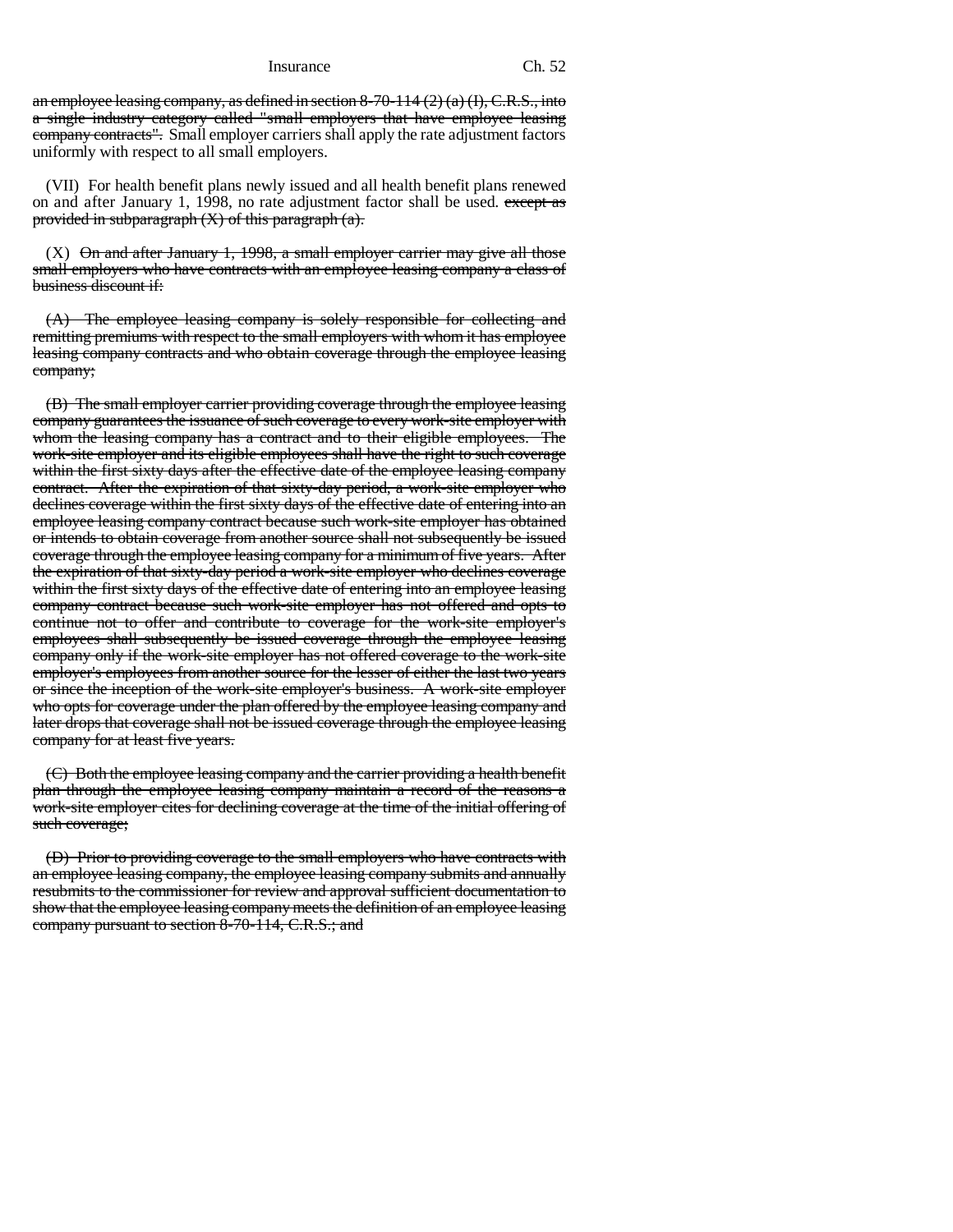~~an employee leasing company, as defined in section 8-70-114 (2) (a) (I), C.R.S., into a single industry category called "small employers that have employee leasing company contracts".~~ Small employer carriers shall apply the rate adjustment factors uniformly with respect to all small employers.

(VII) For health benefit plans newly issued and all health benefit plans renewed on and after January 1, 1998, no rate adjustment factor shall be used. ~~except as provided in subparagraph (X) of this paragraph (a).~~

(X) ~~On and after January 1, 1998, a small employer carrier may give all those small employers who have contracts with an employee leasing company a class of business discount if:~~

~~(A) The employee leasing company is solely responsible for collecting and remitting premiums with respect to the small employers with whom it has employee leasing company contracts and who obtain coverage through the employee leasing company;~~

~~(B) The small employer carrier providing coverage through the employee leasing company guarantees the issuance of such coverage to every work-site employer with whom the leasing company has a contract and to their eligible employees. The work-site employer and its eligible employees shall have the right to such coverage within the first sixty days after the effective date of the employee leasing company contract. After the expiration of that sixty-day period, a work-site employer who declines coverage within the first sixty days of the effective date of entering into an employee leasing company contract because such work-site employer has obtained or intends to obtain coverage from another source shall not subsequently be issued coverage through the employee leasing company for a minimum of five years. After the expiration of that sixty-day period a work-site employer who declines coverage within the first sixty days of the effective date of entering into an employee leasing company contract because such work-site employer has not offered and opts to continue not to offer and contribute to coverage for the work-site employer's employees shall subsequently be issued coverage through the employee leasing company only if the work-site employer has not offered coverage to the work-site employer's employees from another source for the lesser of either the last two years or since the inception of the work-site employer's business. A work-site employer who opts for coverage under the plan offered by the employee leasing company and later drops that coverage shall not be issued coverage through the employee leasing company for at least five years.~~

~~(C) Both the employee leasing company and the carrier providing a health benefit plan through the employee leasing company maintain a record of the reasons a work-site employer cites for declining coverage at the time of the initial offering of such coverage;~~

~~(D) Prior to providing coverage to the small employers who have contracts with an employee leasing company, the employee leasing company submits and annually resubmits to the commissioner for review and approval sufficient documentation to show that the employee leasing company meets the definition of an employee leasing company pursuant to section 8-70-114, C.R.S.; and~~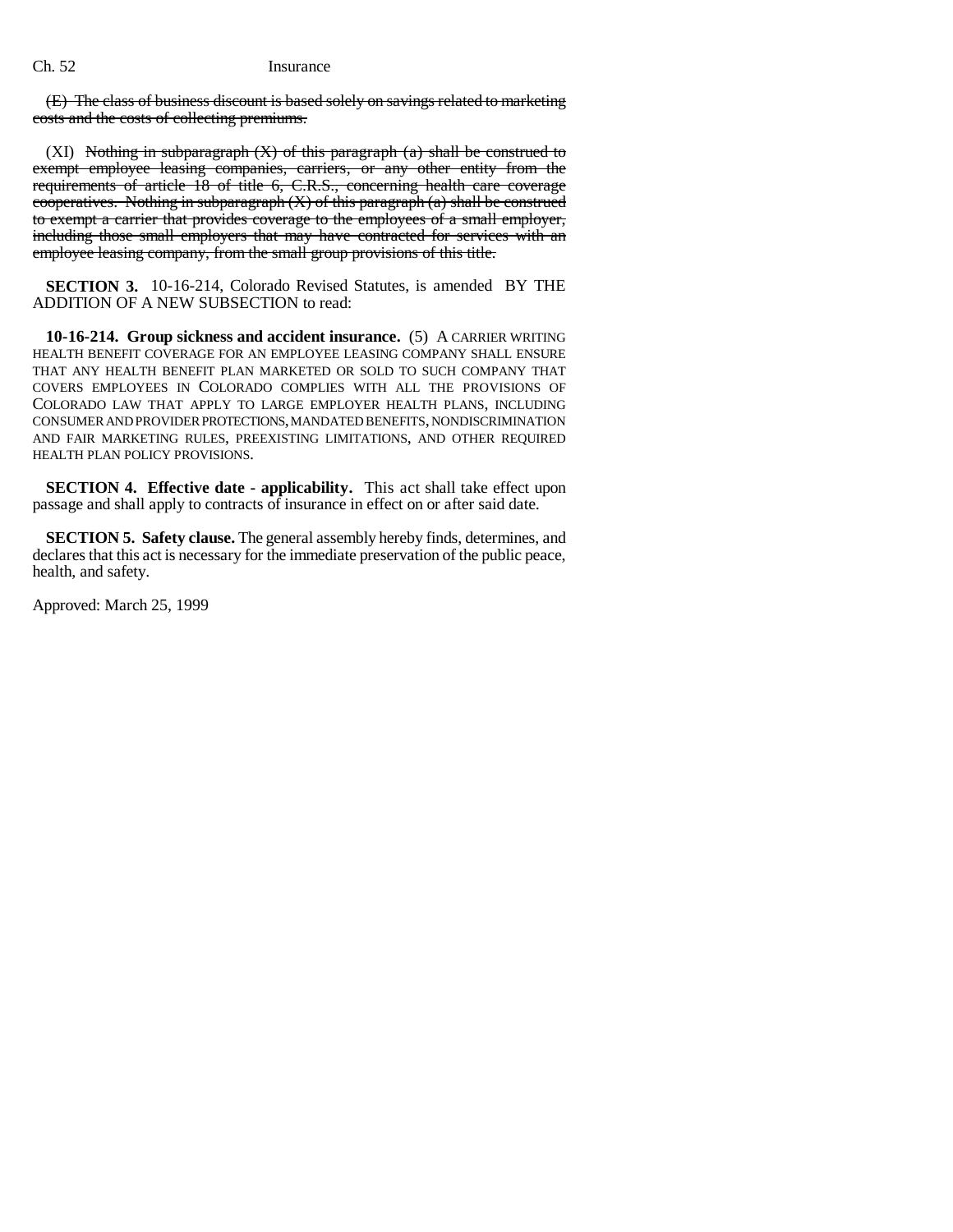~~(E) The class of business discount is based solely on savings related to marketing costs and the costs of collecting premiums.~~

(XI) ~~Nothing in subparagraph (X) of this paragraph (a) shall be construed to exempt employee leasing companies, carriers, or any other entity from the requirements of article 18 of title 6, C.R.S., concerning health care coverage cooperatives. Nothing in subparagraph (X) of this paragraph (a) shall be construed to exempt a carrier that provides coverage to the employees of a small employer, including those small employers that may have contracted for services with an employee leasing company, from the small group provisions of this title.~~

**SECTION 3.** 10-16-214, Colorado Revised Statutes, is amended BY THE ADDITION OF A NEW SUBSECTION to read:

**10-16-214. Group sickness and accident insurance.** (5) A CARRIER WRITING HEALTH BENEFIT COVERAGE FOR AN EMPLOYEE LEASING COMPANY SHALL ENSURE THAT ANY HEALTH BENEFIT PLAN MARKETED OR SOLD TO SUCH COMPANY THAT COVERS EMPLOYEES IN COLORADO COMPLIES WITH ALL THE PROVISIONS OF COLORADO LAW THAT APPLY TO LARGE EMPLOYER HEALTH PLANS, INCLUDING CONSUMER AND PROVIDER PROTECTIONS, MANDATED BENEFITS, NONDISCRIMINATION AND FAIR MARKETING RULES, PREEXISTING LIMITATIONS, AND OTHER REQUIRED HEALTH PLAN POLICY PROVISIONS.

**SECTION 4. Effective date - applicability.** This act shall take effect upon passage and shall apply to contracts of insurance in effect on or after said date.

**SECTION 5. Safety clause.** The general assembly hereby finds, determines, and declares that this act is necessary for the immediate preservation of the public peace, health, and safety.

Approved: March 25, 1999